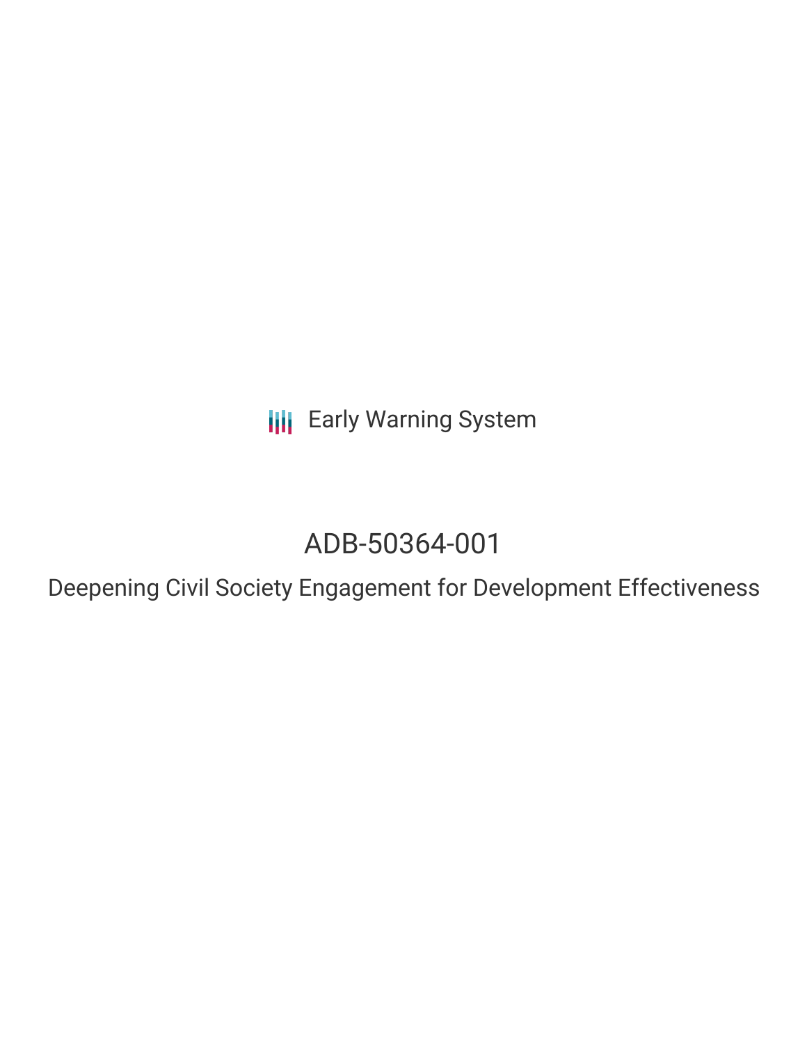Early Warning System

# ADB-50364-001

## Deepening Civil Society Engagement for Development Effectiveness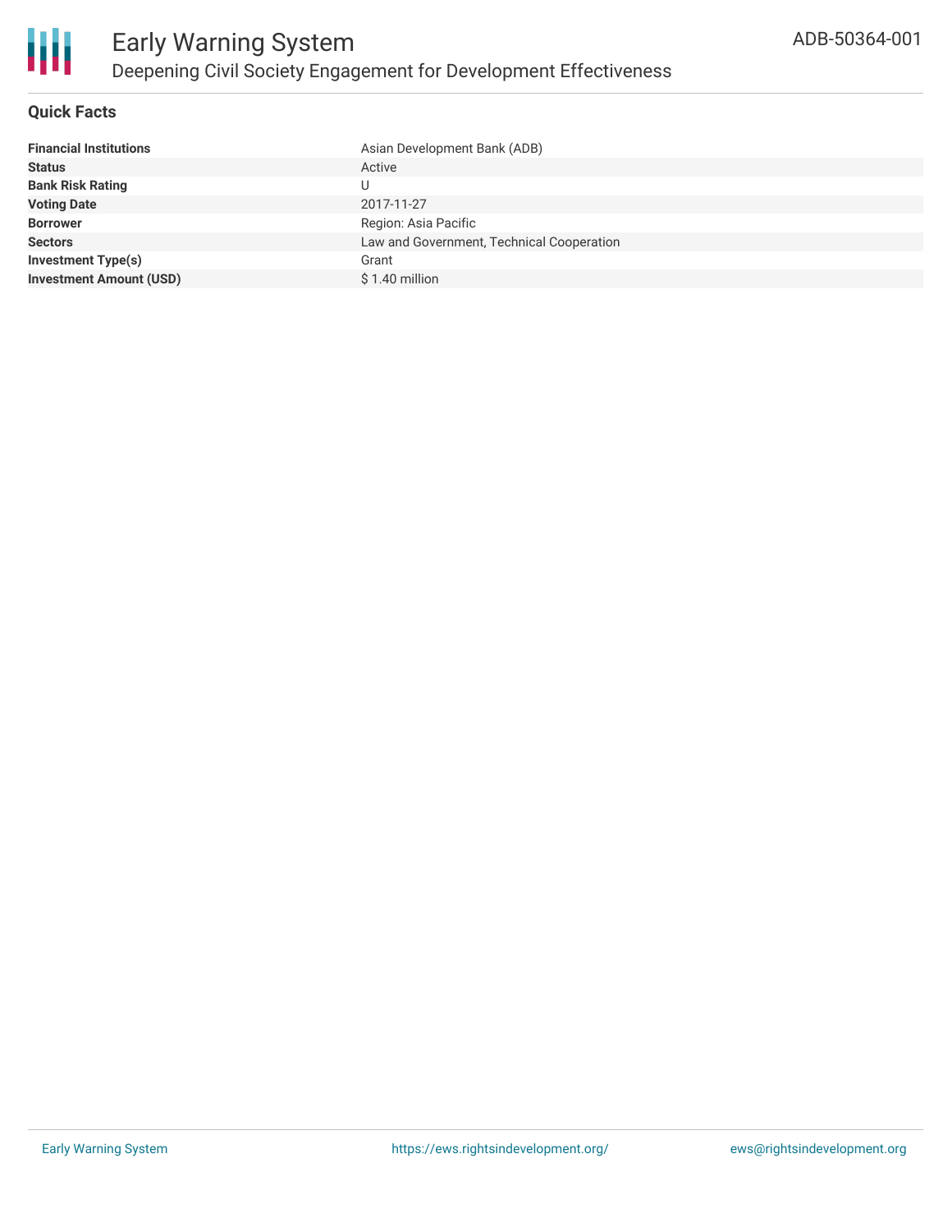# Early Warning System

## Deepening Civil Society Engagement for Development Effectiveness

ADB-50364-001

### Quick Facts

| | |
|---|---|
| **Financial Institutions** | Asian Development Bank (ADB) |
| **Status** | Active |
| **Bank Risk Rating** | U |
| **Voting Date** | 2017-11-27 |
| **Borrower** | Region: Asia Pacific |
| **Sectors** | Law and Government, Technical Cooperation |
| **Investment Type(s)** | Grant |
| **Investment Amount (USD)** | $ 1.40 million |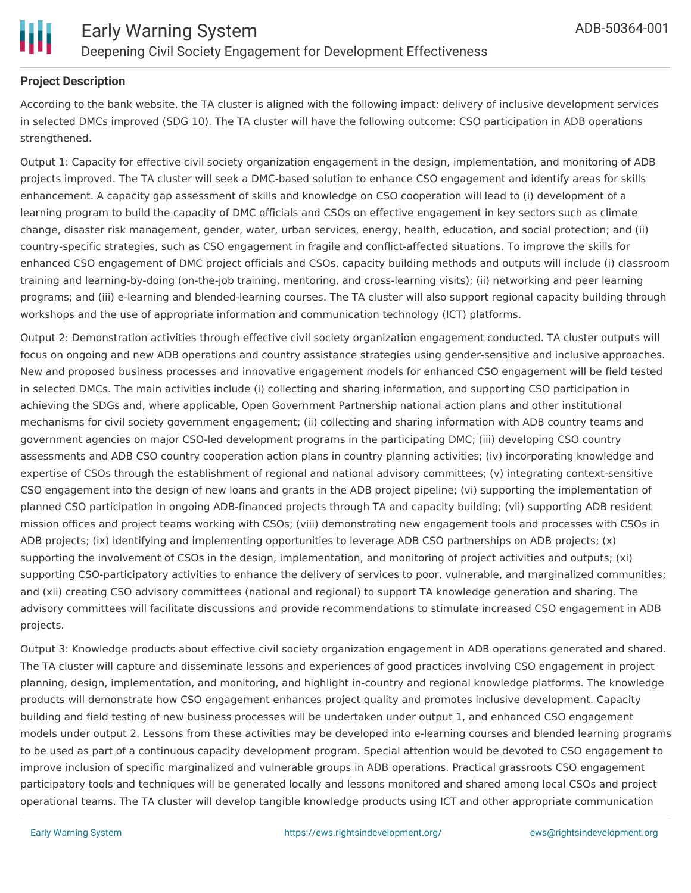**Project Description**

According to the bank website, the TA cluster is aligned with the following impact: delivery of inclusive development services in selected DMCs improved (SDG 10). The TA cluster will have the following outcome: CSO participation in ADB operations strengthened.

Output 1: Capacity for effective civil society organization engagement in the design, implementation, and monitoring of ADB projects improved. The TA cluster will seek a DMC-based solution to enhance CSO engagement and identify areas for skills enhancement. A capacity gap assessment of skills and knowledge on CSO cooperation will lead to (i) development of a learning program to build the capacity of DMC officials and CSOs on effective engagement in key sectors such as climate change, disaster risk management, gender, water, urban services, energy, health, education, and social protection; and (ii) country-specific strategies, such as CSO engagement in fragile and conflict-affected situations. To improve the skills for enhanced CSO engagement of DMC project officials and CSOs, capacity building methods and outputs will include (i) classroom training and learning-by-doing (on-the-job training, mentoring, and cross-learning visits); (ii) networking and peer learning programs; and (iii) e-learning and blended-learning courses. The TA cluster will also support regional capacity building through workshops and the use of appropriate information and communication technology (ICT) platforms.

Output 2: Demonstration activities through effective civil society organization engagement conducted. TA cluster outputs will focus on ongoing and new ADB operations and country assistance strategies using gender-sensitive and inclusive approaches. New and proposed business processes and innovative engagement models for enhanced CSO engagement will be field tested in selected DMCs. The main activities include (i) collecting and sharing information, and supporting CSO participation in achieving the SDGs and, where applicable, Open Government Partnership national action plans and other institutional mechanisms for civil society government engagement; (ii) collecting and sharing information with ADB country teams and government agencies on major CSO-led development programs in the participating DMC; (iii) developing CSO country assessments and ADB CSO country cooperation action plans in country planning activities; (iv) incorporating knowledge and expertise of CSOs through the establishment of regional and national advisory committees; (v) integrating context-sensitive CSO engagement into the design of new loans and grants in the ADB project pipeline; (vi) supporting the implementation of planned CSO participation in ongoing ADB-financed projects through TA and capacity building; (vii) supporting ADB resident mission offices and project teams working with CSOs; (viii) demonstrating new engagement tools and processes with CSOs in ADB projects; (ix) identifying and implementing opportunities to leverage ADB CSO partnerships on ADB projects; (x) supporting the involvement of CSOs in the design, implementation, and monitoring of project activities and outputs; (xi) supporting CSO-participatory activities to enhance the delivery of services to poor, vulnerable, and marginalized communities; and (xii) creating CSO advisory committees (national and regional) to support TA knowledge generation and sharing. The advisory committees will facilitate discussions and provide recommendations to stimulate increased CSO engagement in ADB projects.

Output 3: Knowledge products about effective civil society organization engagement in ADB operations generated and shared. The TA cluster will capture and disseminate lessons and experiences of good practices involving CSO engagement in project planning, design, implementation, and monitoring, and highlight in-country and regional knowledge platforms. The knowledge products will demonstrate how CSO engagement enhances project quality and promotes inclusive development. Capacity building and field testing of new business processes will be undertaken under output 1, and enhanced CSO engagement models under output 2. Lessons from these activities may be developed into e-learning courses and blended learning programs to be used as part of a continuous capacity development program. Special attention would be devoted to CSO engagement to improve inclusion of specific marginalized and vulnerable groups in ADB operations. Practical grassroots CSO engagement participatory tools and techniques will be generated locally and lessons monitored and shared among local CSOs and project operational teams. The TA cluster will develop tangible knowledge products using ICT and other appropriate communication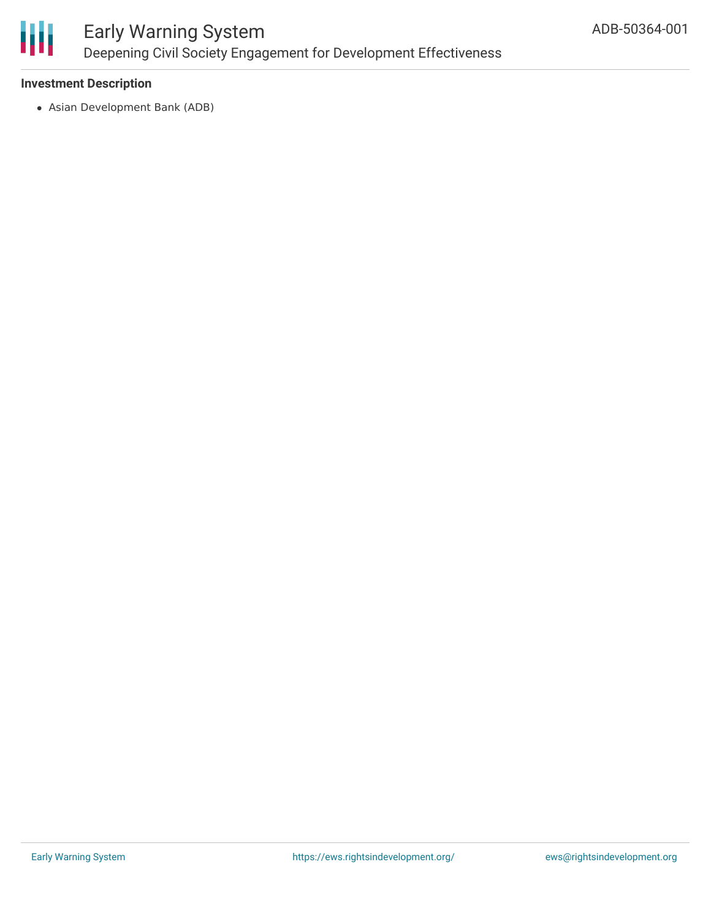### Investment Description

- Asian Development Bank (ADB)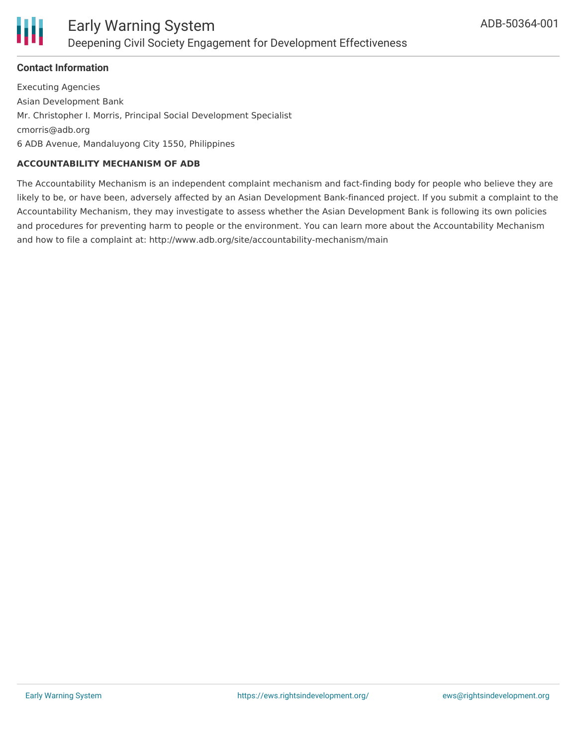### Contact Information

Executing Agencies
Asian Development Bank
Mr. Christopher I. Morris, Principal Social Development Specialist
cmorris@adb.org
6 ADB Avenue, Mandaluyong City 1550, Philippines

**ACCOUNTABILITY MECHANISM OF ADB**

The Accountability Mechanism is an independent complaint mechanism and fact-finding body for people who believe they are likely to be, or have been, adversely affected by an Asian Development Bank-financed project. If you submit a complaint to the Accountability Mechanism, they may investigate to assess whether the Asian Development Bank is following its own policies and procedures for preventing harm to people or the environment. You can learn more about the Accountability Mechanism and how to file a complaint at: http://www.adb.org/site/accountability-mechanism/main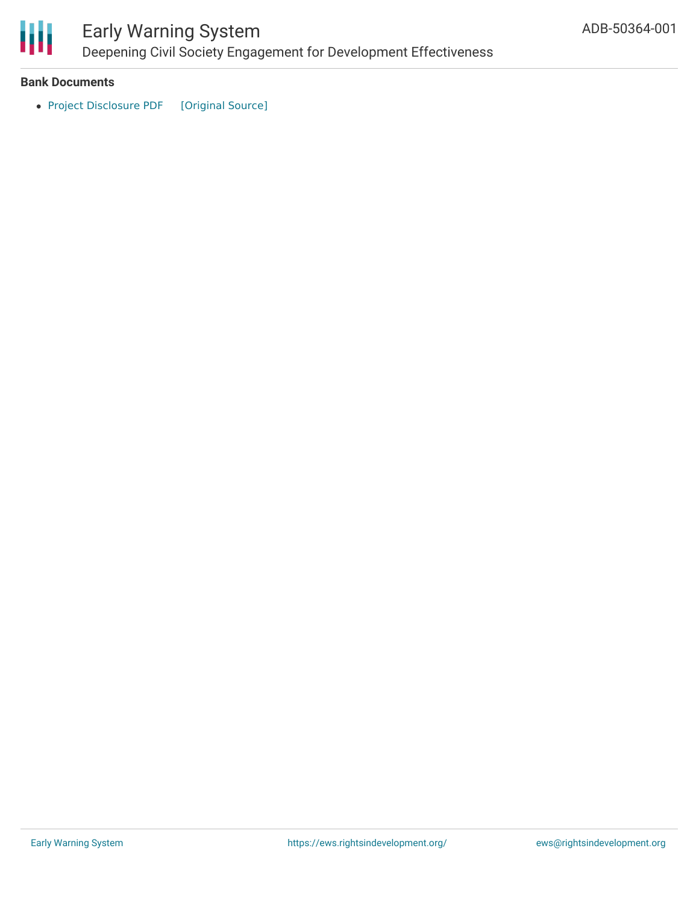**Bank Documents**

- Project Disclosure PDF [Original Source]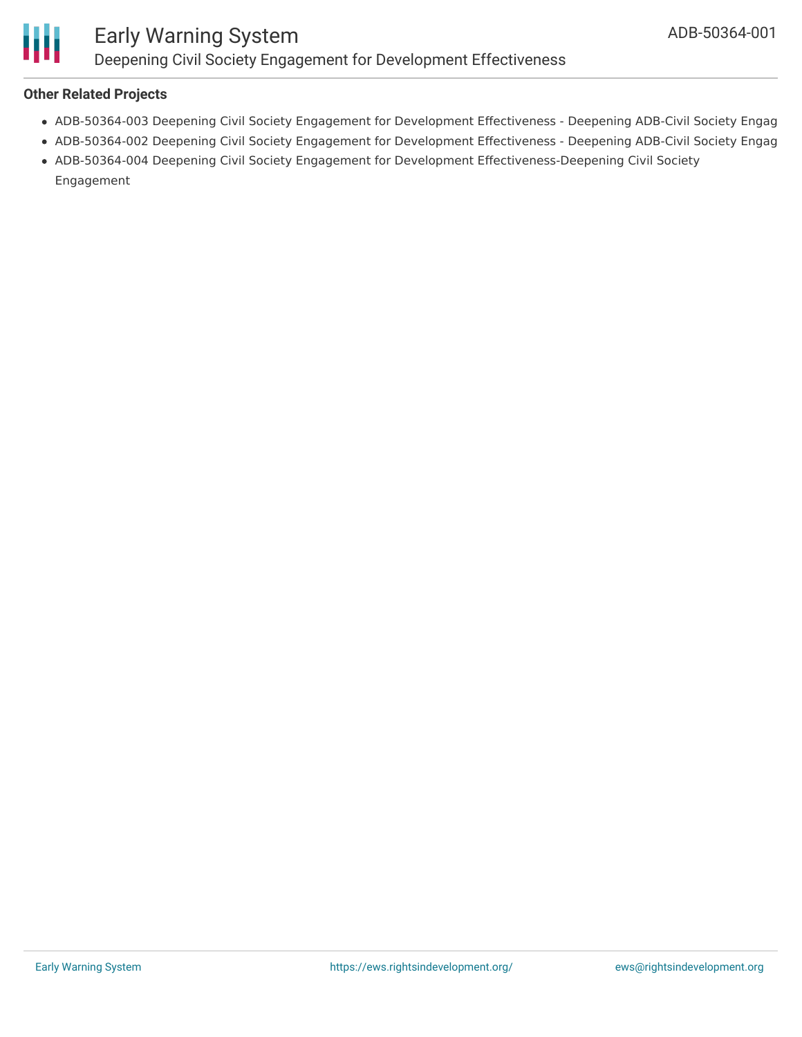**Other Related Projects**

- ADB-50364-003 Deepening Civil Society Engagement for Development Effectiveness - Deepening ADB-Civil Society Engag
- ADB-50364-002 Deepening Civil Society Engagement for Development Effectiveness - Deepening ADB-Civil Society Engag
- ADB-50364-004 Deepening Civil Society Engagement for Development Effectiveness-Deepening Civil Society Engagement